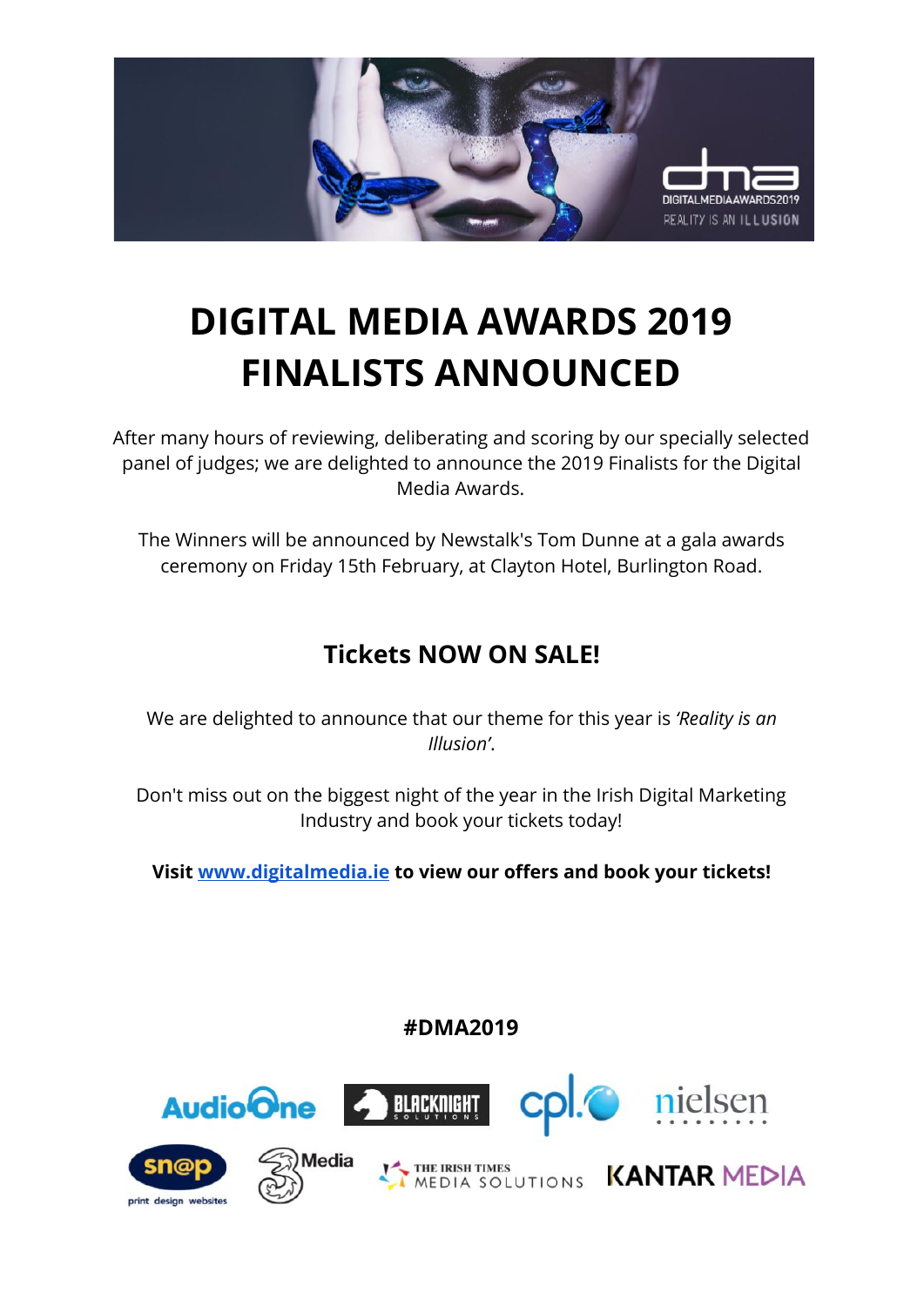# DIGITAL MEDIA AWARDS 2019 FINALISTS ANNOUNCED

After many hours of reviewing, deliberating and scoring by our specially selected panel of judges; we are delighted to announce the 2019 Finalists for the Digital Media Awards.

The Winners will be announced by Newstalk's Tom Dunne at a gala awards ceremony on Friday 15th February, at Clayton Hotel, Burlington Road.

## Tickets NOW ON SALE!

We are delighted to announce that our theme for this year is *'Reality is an Illusion'*.

Don't miss out on the biggest night of the year in the Irish Digital Marketing Industry and book your tickets today!

**Visit [www.digitalmedia.ie](http://www.digitalmedia.ie) to view our offers and book your tickets!**

**#DMA2019**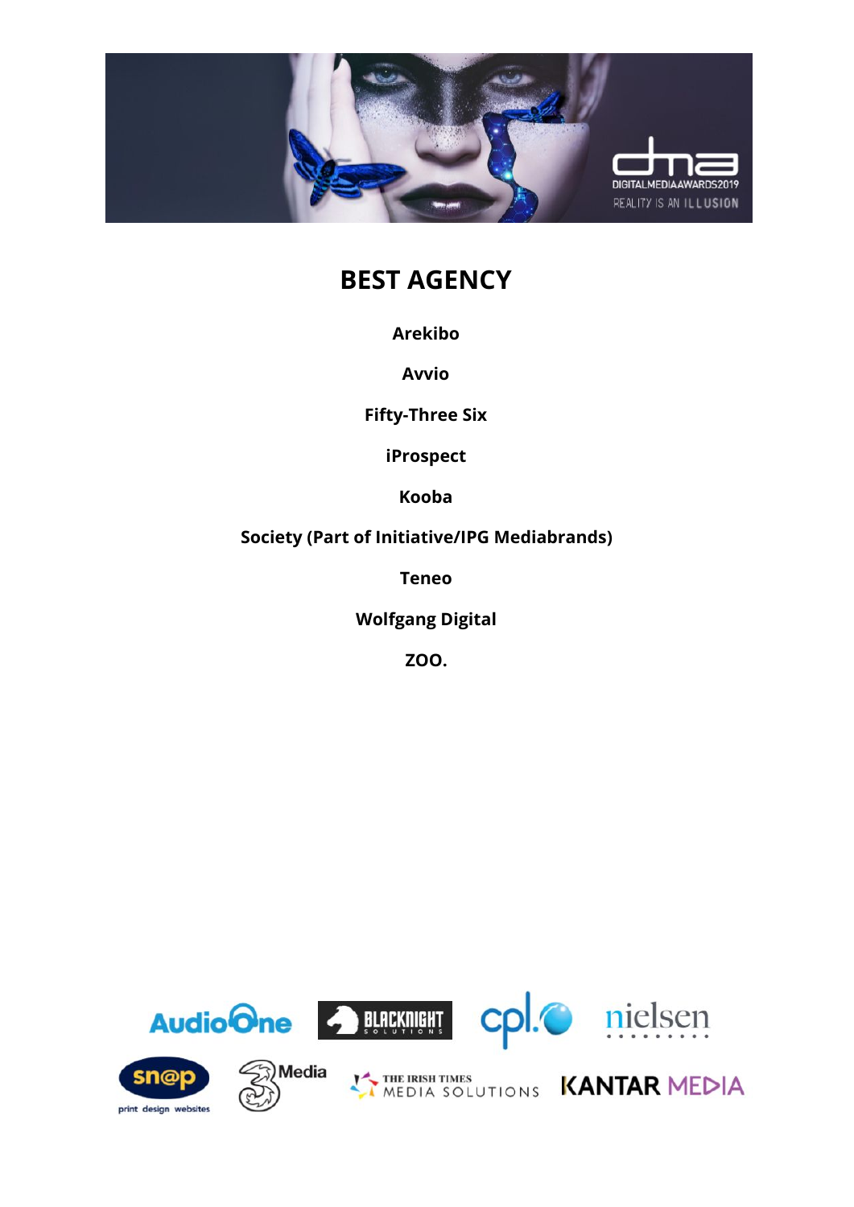# BEST AGENCY

**Arekibo**

**Avvio**

**Fifty-Three Six**

**iProspect**

**Kooba**

**Society (Part of Initiative/IPG Mediabrands)**

**Teneo**

**Wolfgang Digital**

**ZOO.**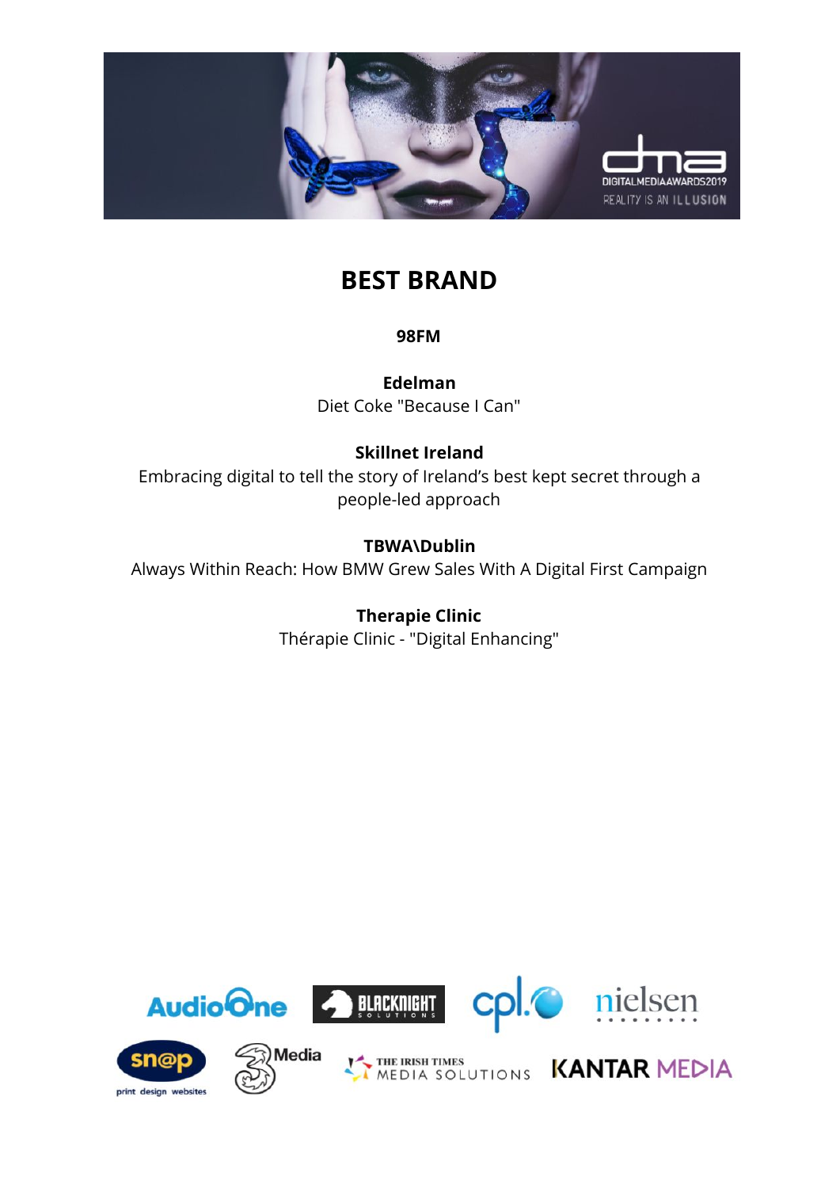# BEST BRAND

**98FM**

**Edelman**
Diet Coke "Because I Can"

**Skillnet Ireland**
Embracing digital to tell the story of Ireland's best kept secret through a people-led approach

**TBWA\Dublin**
Always Within Reach: How BMW Grew Sales With A Digital First Campaign

**Therapie Clinic**
Thérapie Clinic - "Digital Enhancing"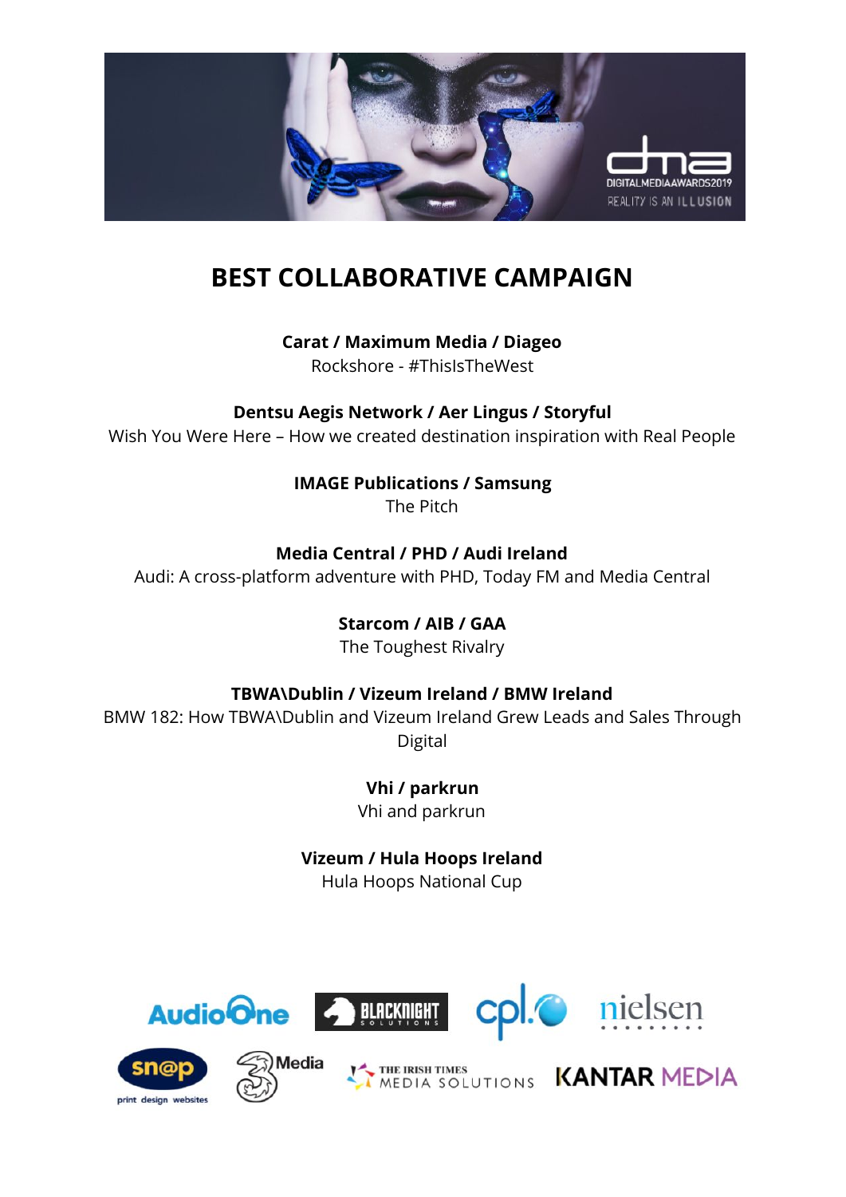# BEST COLLABORATIVE CAMPAIGN

**Carat / Maximum Media / Diageo**
Rockshore - #ThisIsTheWest

**Dentsu Aegis Network / Aer Lingus / Storyful**
Wish You Were Here – How we created destination inspiration with Real People

**IMAGE Publications / Samsung**
The Pitch

**Media Central / PHD / Audi Ireland**
Audi: A cross-platform adventure with PHD, Today FM and Media Central

**Starcom / AIB / GAA**
The Toughest Rivalry

**TBWA\Dublin / Vizeum Ireland / BMW Ireland**
BMW 182: How TBWA\Dublin and Vizeum Ireland Grew Leads and Sales Through Digital

**Vhi / parkrun**
Vhi and parkrun

**Vizeum / Hula Hoops Ireland**
Hula Hoops National Cup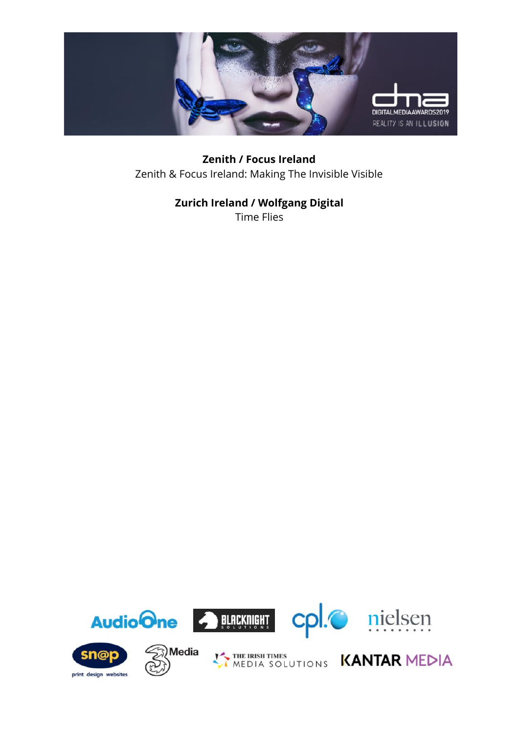**Zenith / Focus Ireland**
Zenith & Focus Ireland: Making The Invisible Visible

**Zurich Ireland / Wolfgang Digital**
Time Flies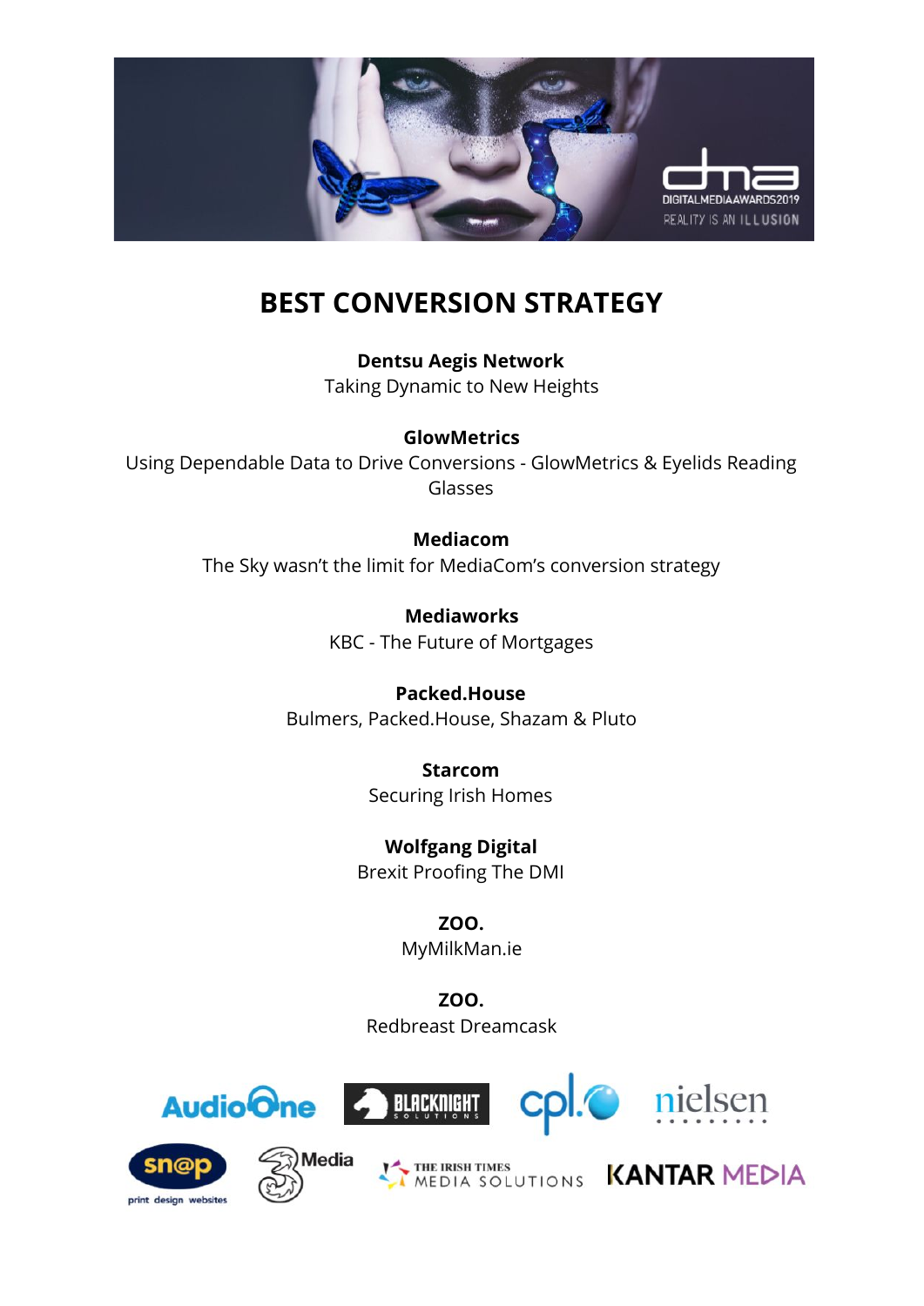# BEST CONVERSION STRATEGY

**Dentsu Aegis Network**
Taking Dynamic to New Heights

**GlowMetrics**
Using Dependable Data to Drive Conversions - GlowMetrics & Eyelids Reading Glasses

**Mediacom**
The Sky wasn't the limit for MediaCom's conversion strategy

**Mediaworks**
KBC - The Future of Mortgages

**Packed.House**
Bulmers, Packed.House, Shazam & Pluto

**Starcom**
Securing Irish Homes

**Wolfgang Digital**
Brexit Proofing The DMI

**ZOO.**
MyMilkMan.ie

**ZOO.**
Redbreast Dreamcask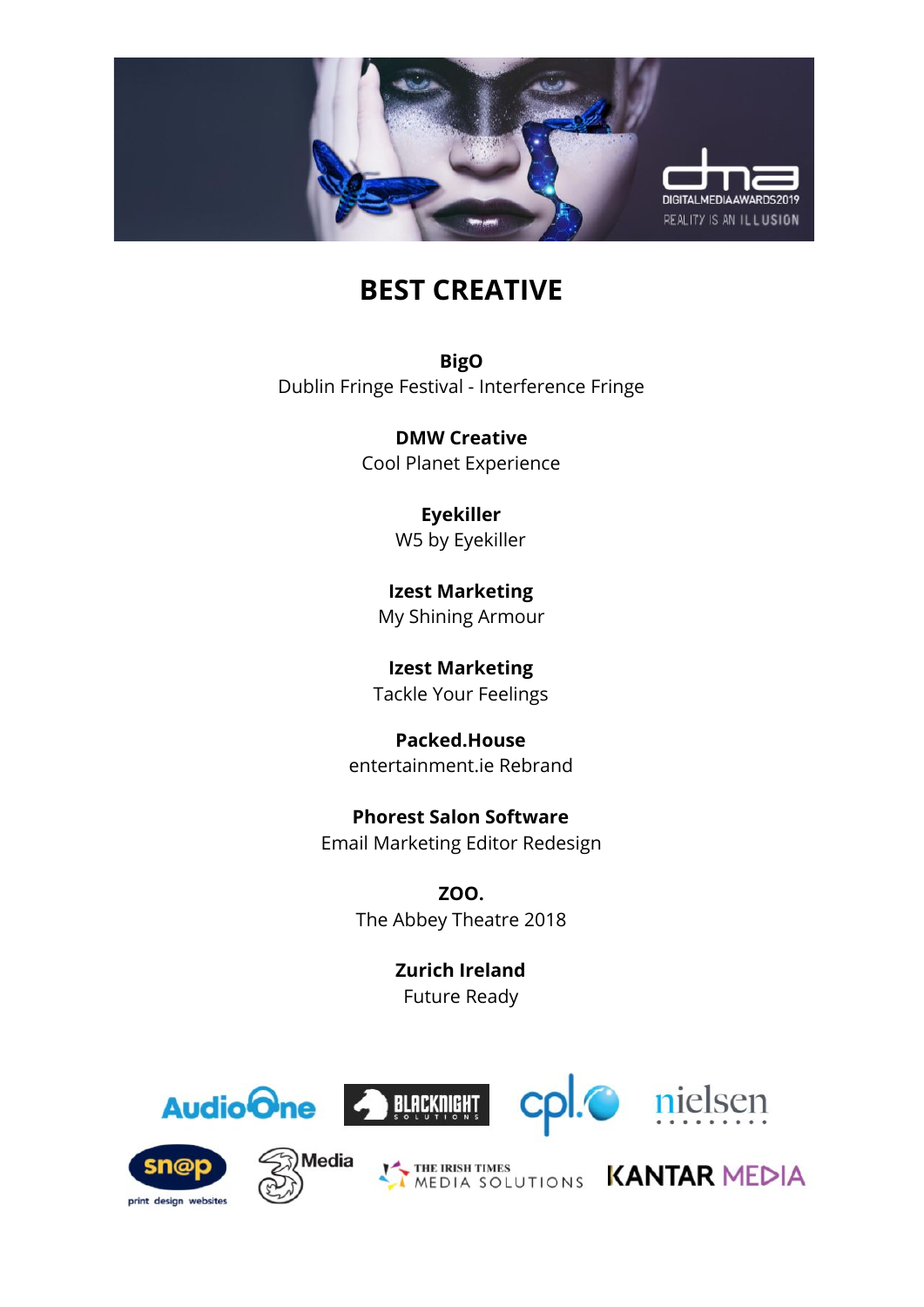# BEST CREATIVE

**BigO**
Dublin Fringe Festival - Interference Fringe

**DMW Creative**
Cool Planet Experience

**Eyekiller**
W5 by Eyekiller

**Izest Marketing**
My Shining Armour

**Izest Marketing**
Tackle Your Feelings

**Packed.House**
entertainment.ie Rebrand

**Phorest Salon Software**
Email Marketing Editor Redesign

**ZOO.**
The Abbey Theatre 2018

**Zurich Ireland**
Future Ready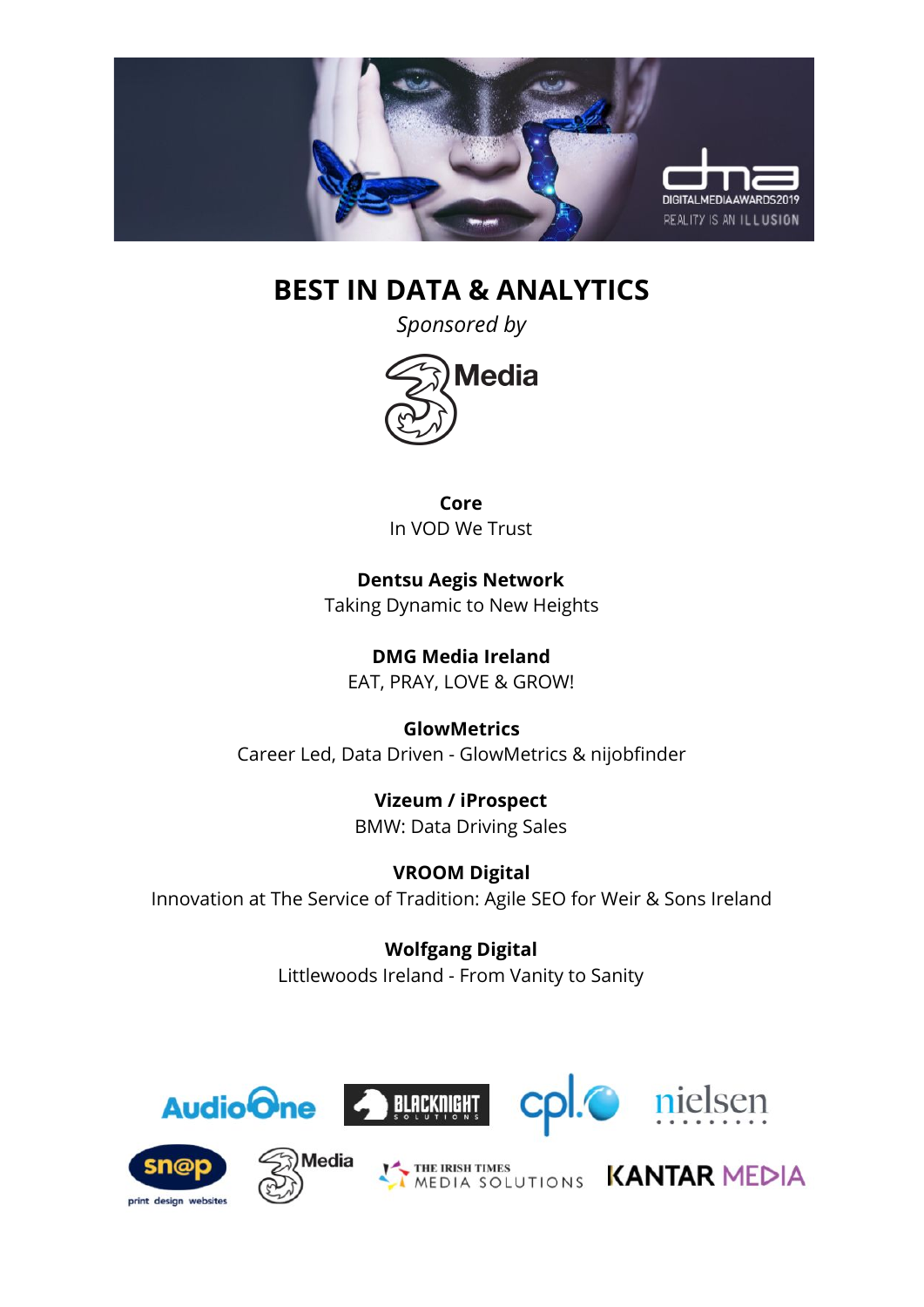# BEST IN DATA & ANALYTICS

*Sponsored by*

3Media

**Core**
In VOD We Trust

**Dentsu Aegis Network**
Taking Dynamic to New Heights

**DMG Media Ireland**
EAT, PRAY, LOVE & GROW!

**GlowMetrics**
Career Led, Data Driven - GlowMetrics & nijobfinder

**Vizeum / iProspect**
BMW: Data Driving Sales

**VROOM Digital**
Innovation at The Service of Tradition: Agile SEO for Weir & Sons Ireland

**Wolfgang Digital**
Littlewoods Ireland - From Vanity to Sanity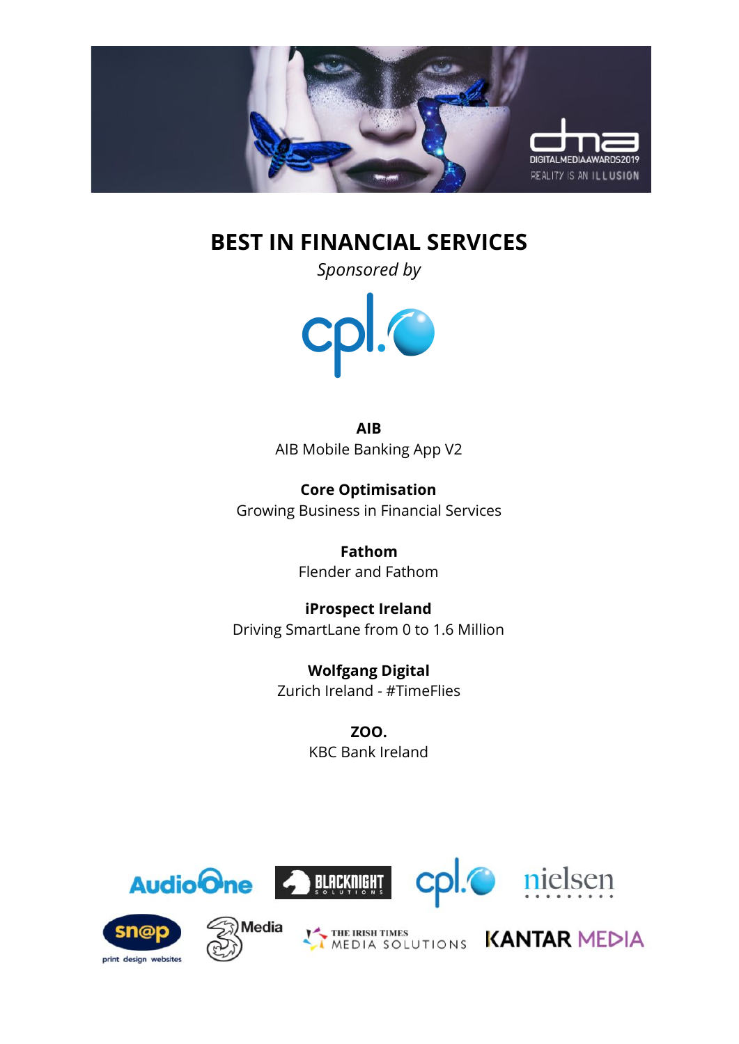## BEST IN FINANCIAL SERVICES

*Sponsored by*

**AIB**
AIB Mobile Banking App V2

**Core Optimisation**
Growing Business in Financial Services

**Fathom**
Flender and Fathom

**iProspect Ireland**
Driving SmartLane from 0 to 1.6 Million

**Wolfgang Digital**
Zurich Ireland - #TimeFlies

**ZOO.**
KBC Bank Ireland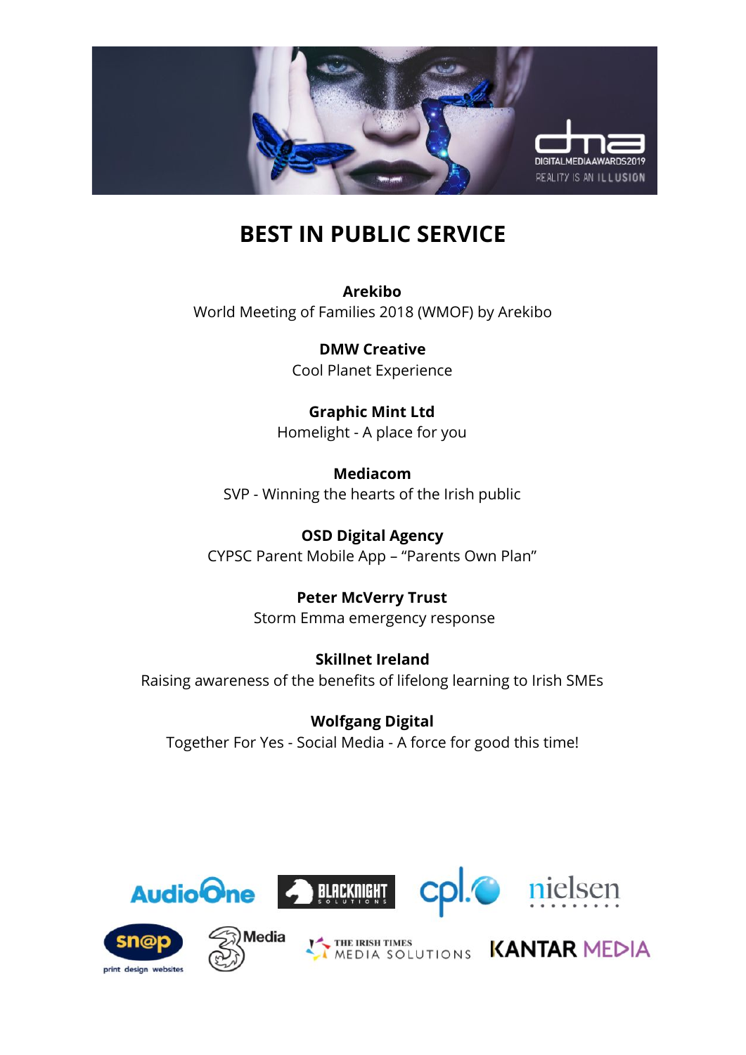# BEST IN PUBLIC SERVICE

**Arekibo**
World Meeting of Families 2018 (WMOF) by Arekibo

**DMW Creative**
Cool Planet Experience

**Graphic Mint Ltd**
Homelight - A place for you

**Mediacom**
SVP - Winning the hearts of the Irish public

**OSD Digital Agency**
CYPSC Parent Mobile App – "Parents Own Plan"

**Peter McVerry Trust**
Storm Emma emergency response

**Skillnet Ireland**
Raising awareness of the benefits of lifelong learning to Irish SMEs

**Wolfgang Digital**
Together For Yes - Social Media - A force for good this time!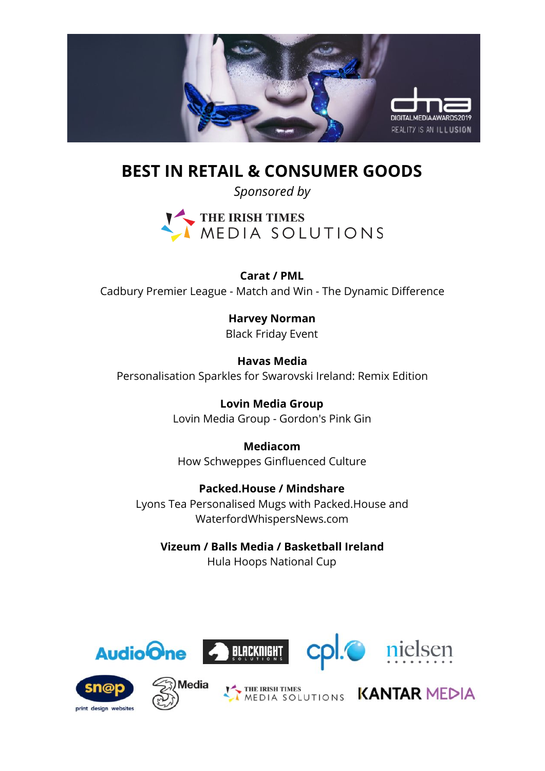## BEST IN RETAIL & CONSUMER GOODS

*Sponsored by*

THE IRISH TIMES MEDIA SOLUTIONS

**Carat / PML**
Cadbury Premier League - Match and Win - The Dynamic Difference

**Harvey Norman**
Black Friday Event

**Havas Media**
Personalisation Sparkles for Swarovski Ireland: Remix Edition

**Lovin Media Group**
Lovin Media Group - Gordon's Pink Gin

**Mediacom**
How Schweppes Ginfluenced Culture

**Packed.House / Mindshare**
Lyons Tea Personalised Mugs with Packed.House and WaterfordWhispersNews.com

**Vizeum / Balls Media / Basketball Ireland**
Hula Hoops National Cup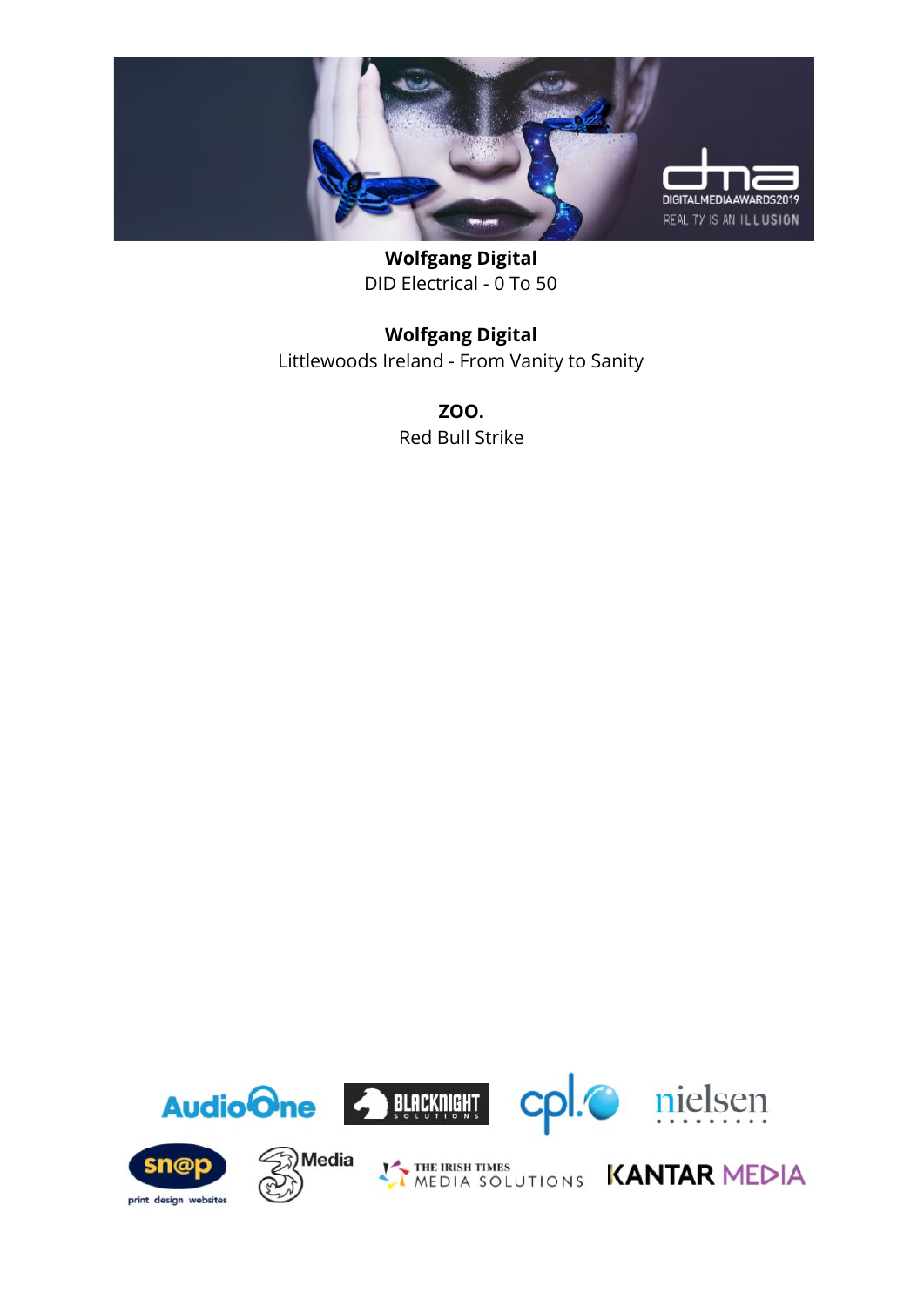**Wolfgang Digital**
DID Electrical - 0 To 50

**Wolfgang Digital**
Littlewoods Ireland - From Vanity to Sanity

**ZOO.**
Red Bull Strike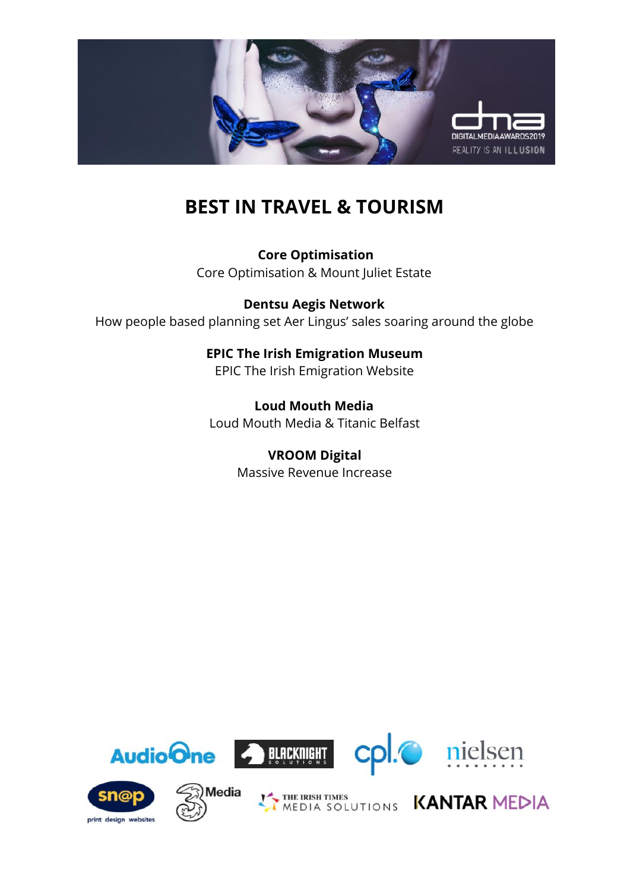# BEST IN TRAVEL & TOURISM

**Core Optimisation**
Core Optimisation & Mount Juliet Estate

**Dentsu Aegis Network**
How people based planning set Aer Lingus' sales soaring around the globe

**EPIC The Irish Emigration Museum**
EPIC The Irish Emigration Website

**Loud Mouth Media**
Loud Mouth Media & Titanic Belfast

**VROOM Digital**
Massive Revenue Increase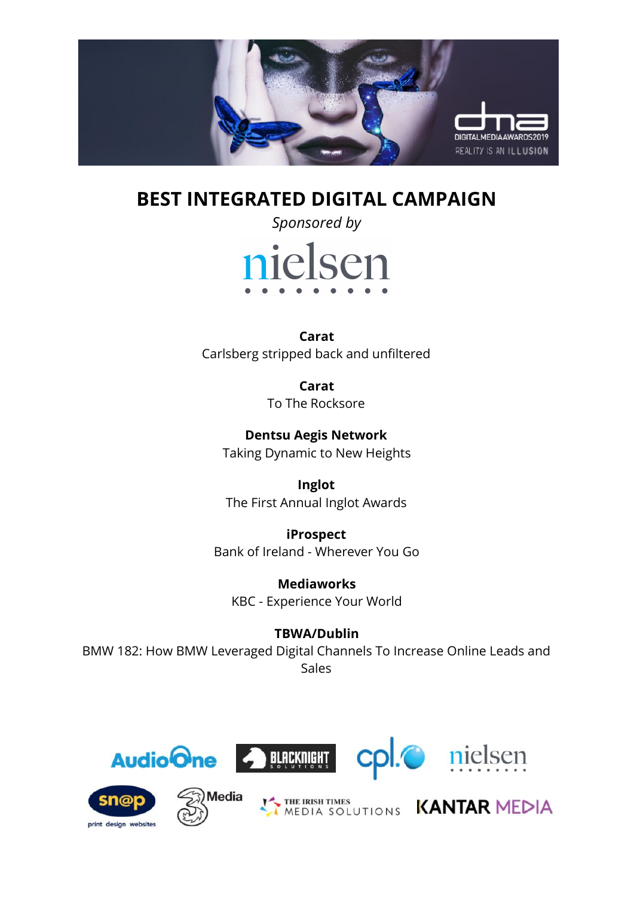# BEST INTEGRATED DIGITAL CAMPAIGN

*Sponsored by*

nielsen

**Carat**
Carlsberg stripped back and unfiltered

**Carat**
To The Rocksore

**Dentsu Aegis Network**
Taking Dynamic to New Heights

**Inglot**
The First Annual Inglot Awards

**iProspect**
Bank of Ireland - Wherever You Go

**Mediaworks**
KBC - Experience Your World

**TBWA/Dublin**
BMW 182: How BMW Leveraged Digital Channels To Increase Online Leads and Sales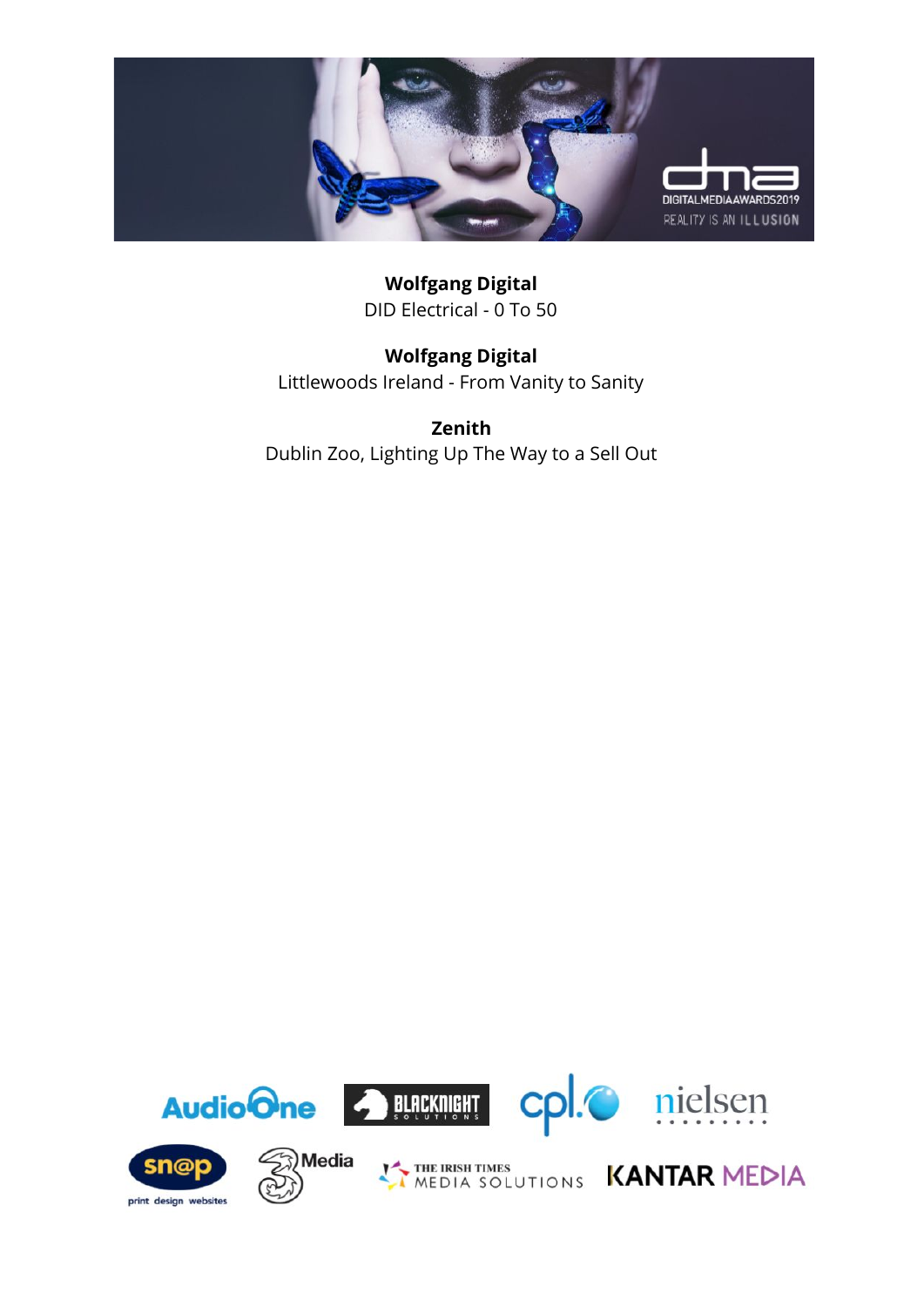**Wolfgang Digital**
DID Electrical - 0 To 50

**Wolfgang Digital**
Littlewoods Ireland - From Vanity to Sanity

**Zenith**
Dublin Zoo, Lighting Up The Way to a Sell Out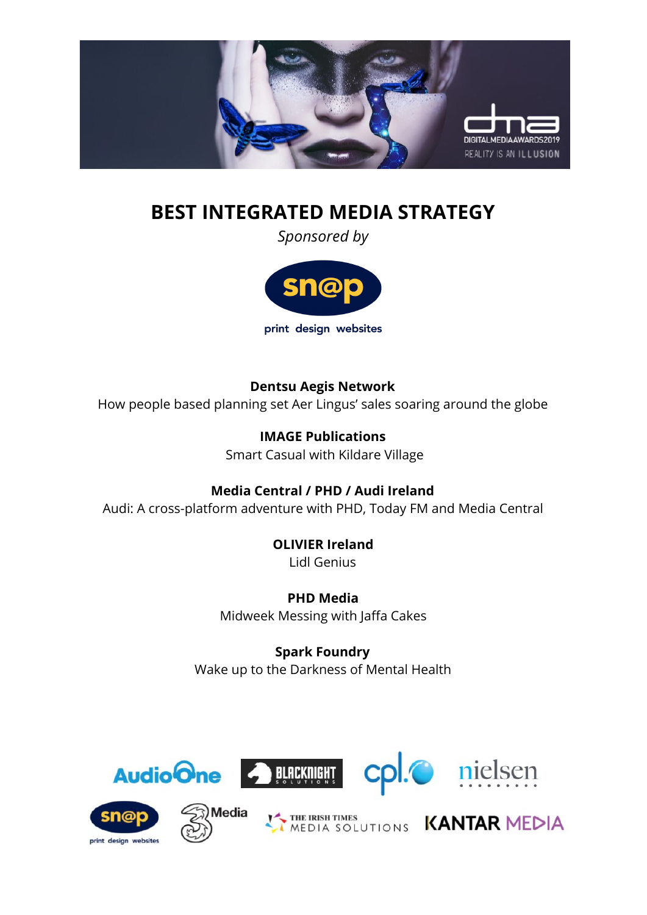# BEST INTEGRATED MEDIA STRATEGY

*Sponsored by*

**Dentsu Aegis Network**
How people based planning set Aer Lingus' sales soaring around the globe

**IMAGE Publications**
Smart Casual with Kildare Village

**Media Central / PHD / Audi Ireland**
Audi: A cross-platform adventure with PHD, Today FM and Media Central

**OLIVIER Ireland**
Lidl Genius

**PHD Media**
Midweek Messing with Jaffa Cakes

**Spark Foundry**
Wake up to the Darkness of Mental Health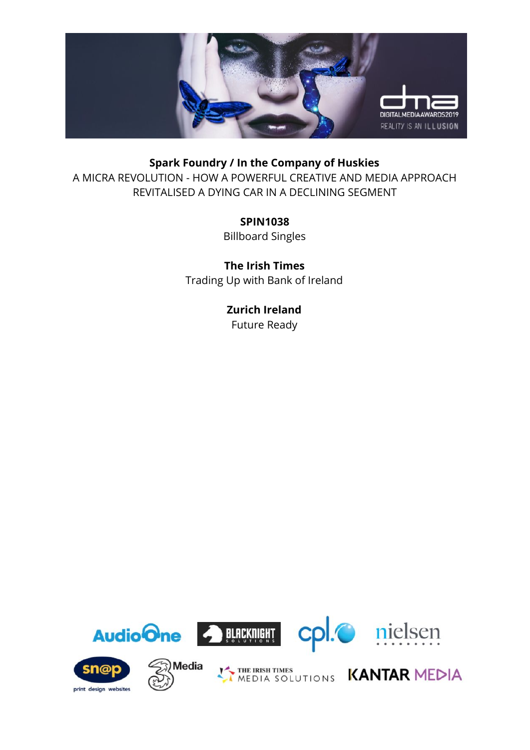**Spark Foundry / In the Company of Huskies**
A MICRA REVOLUTION - HOW A POWERFUL CREATIVE AND MEDIA APPROACH REVITALISED A DYING CAR IN A DECLINING SEGMENT

**SPIN1038**
Billboard Singles

**The Irish Times**
Trading Up with Bank of Ireland

**Zurich Ireland**
Future Ready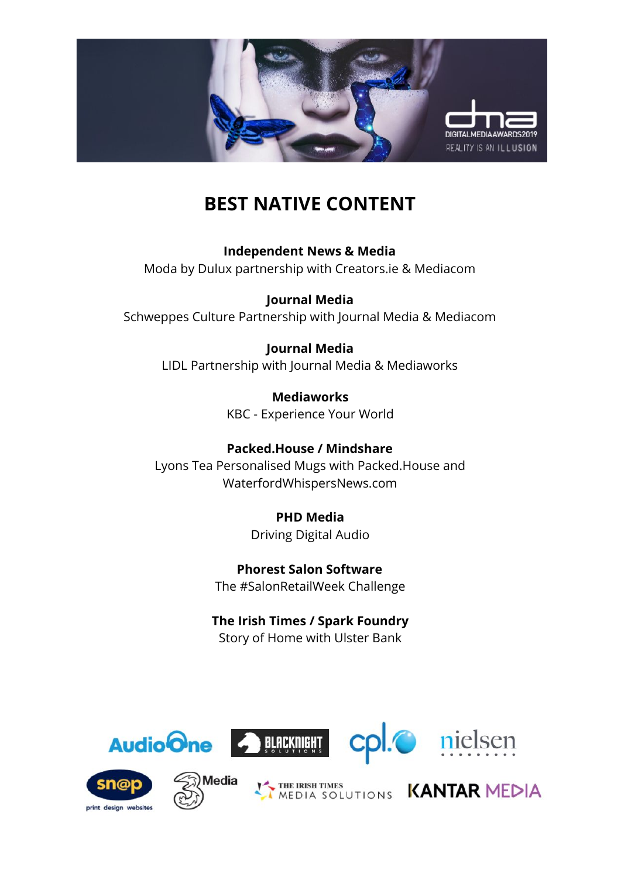# BEST NATIVE CONTENT

**Independent News & Media**
Moda by Dulux partnership with Creators.ie & Mediacom

**Journal Media**
Schweppes Culture Partnership with Journal Media & Mediacom

**Journal Media**
LIDL Partnership with Journal Media & Mediaworks

**Mediaworks**
KBC - Experience Your World

**Packed.House / Mindshare**
Lyons Tea Personalised Mugs with Packed.House and WaterfordWhispersNews.com

**PHD Media**
Driving Digital Audio

**Phorest Salon Software**
The #SalonRetailWeek Challenge

**The Irish Times / Spark Foundry**
Story of Home with Ulster Bank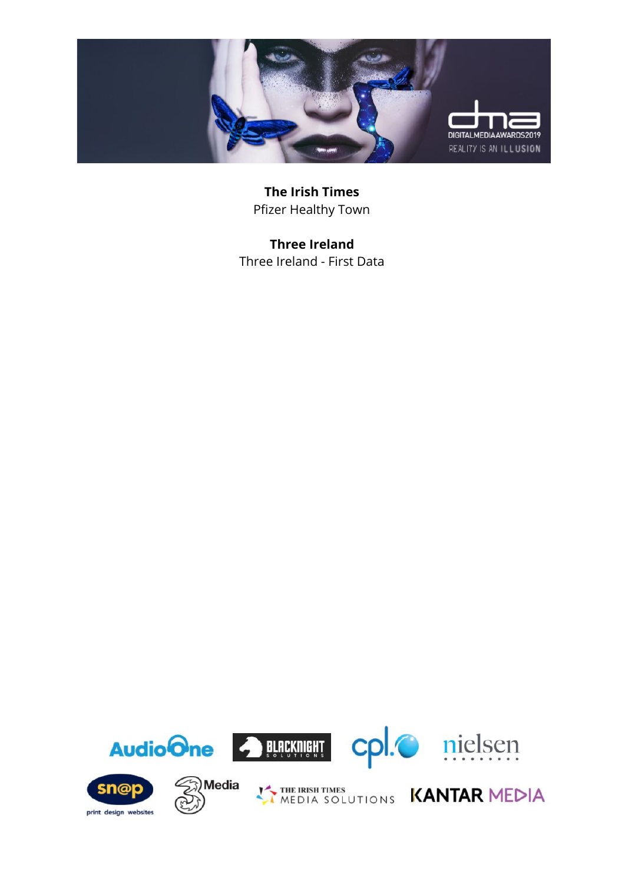**The Irish Times**
Pfizer Healthy Town

**Three Ireland**
Three Ireland - First Data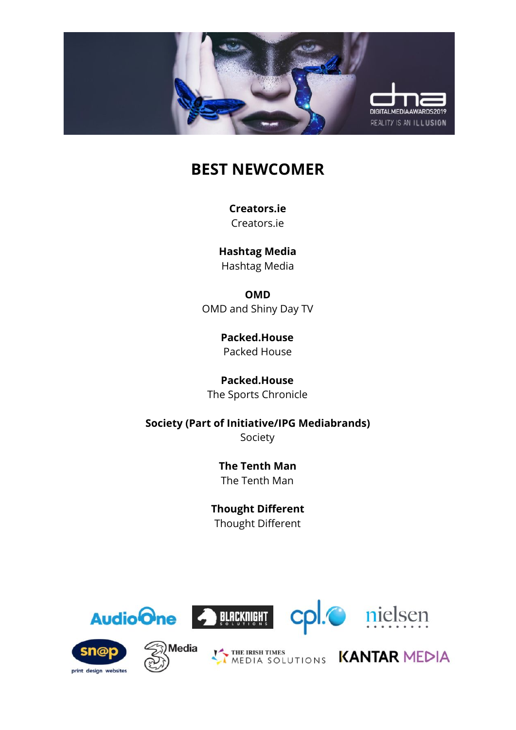# BEST NEWCOMER

**Creators.ie**
Creators.ie

**Hashtag Media**
Hashtag Media

**OMD**
OMD and Shiny Day TV

**Packed.House**
Packed House

**Packed.House**
The Sports Chronicle

**Society (Part of Initiative/IPG Mediabrands)**
Society

**The Tenth Man**
The Tenth Man

**Thought Different**
Thought Different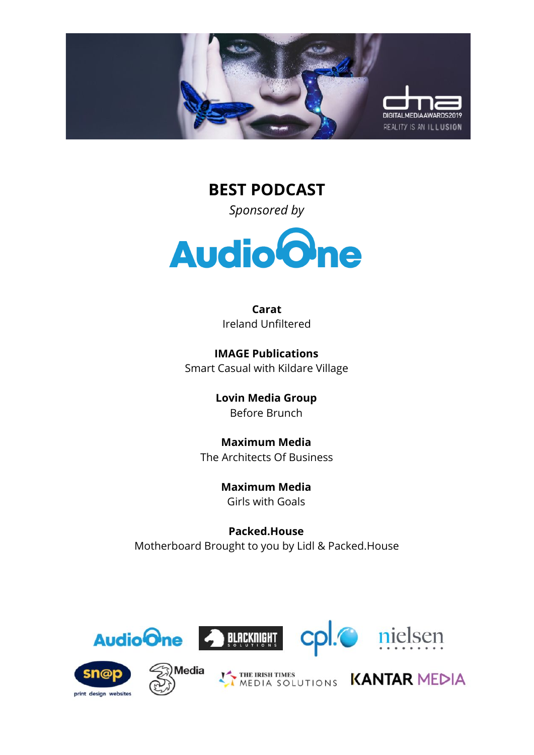## BEST PODCAST

*Sponsored by*

AudioOne

**Carat**
Ireland Unfiltered

**IMAGE Publications**
Smart Casual with Kildare Village

**Lovin Media Group**
Before Brunch

**Maximum Media**
The Architects Of Business

**Maximum Media**
Girls with Goals

**Packed.House**
Motherboard Brought to you by Lidl & Packed.House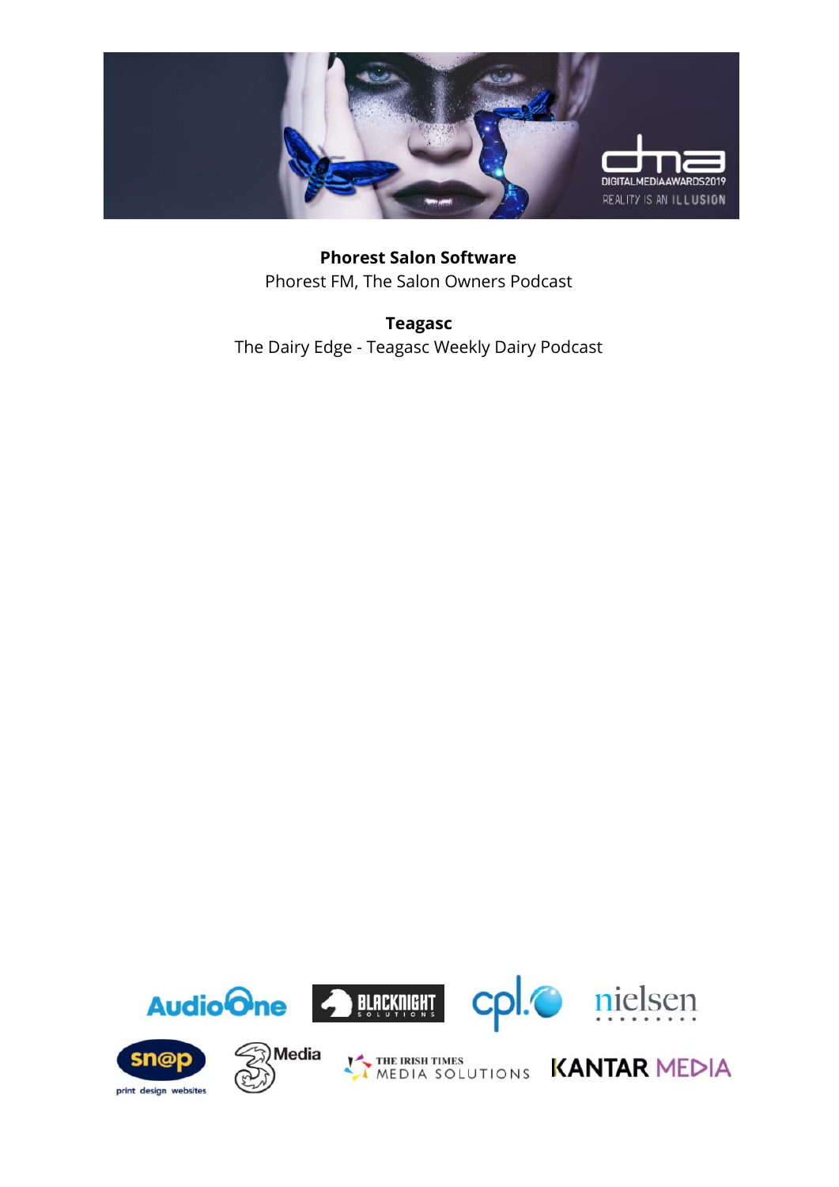**Phorest Salon Software**
Phorest FM, The Salon Owners Podcast

**Teagasc**
The Dairy Edge - Teagasc Weekly Dairy Podcast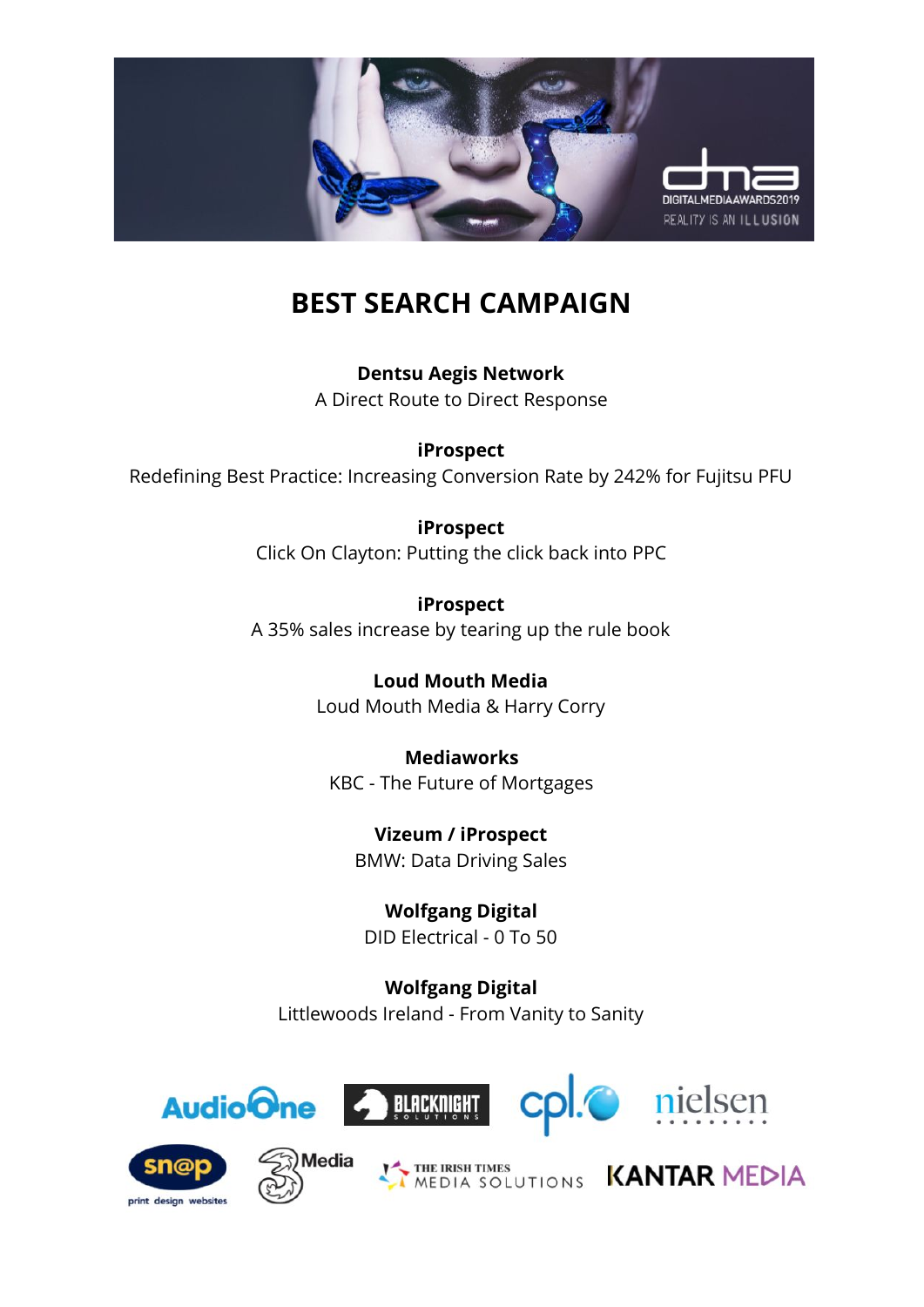# BEST SEARCH CAMPAIGN

**Dentsu Aegis Network**
A Direct Route to Direct Response

**iProspect**
Redefining Best Practice: Increasing Conversion Rate by 242% for Fujitsu PFU

**iProspect**
Click On Clayton: Putting the click back into PPC

**iProspect**
A 35% sales increase by tearing up the rule book

**Loud Mouth Media**
Loud Mouth Media & Harry Corry

**Mediaworks**
KBC - The Future of Mortgages

**Vizeum / iProspect**
BMW: Data Driving Sales

**Wolfgang Digital**
DID Electrical - 0 To 50

**Wolfgang Digital**
Littlewoods Ireland - From Vanity to Sanity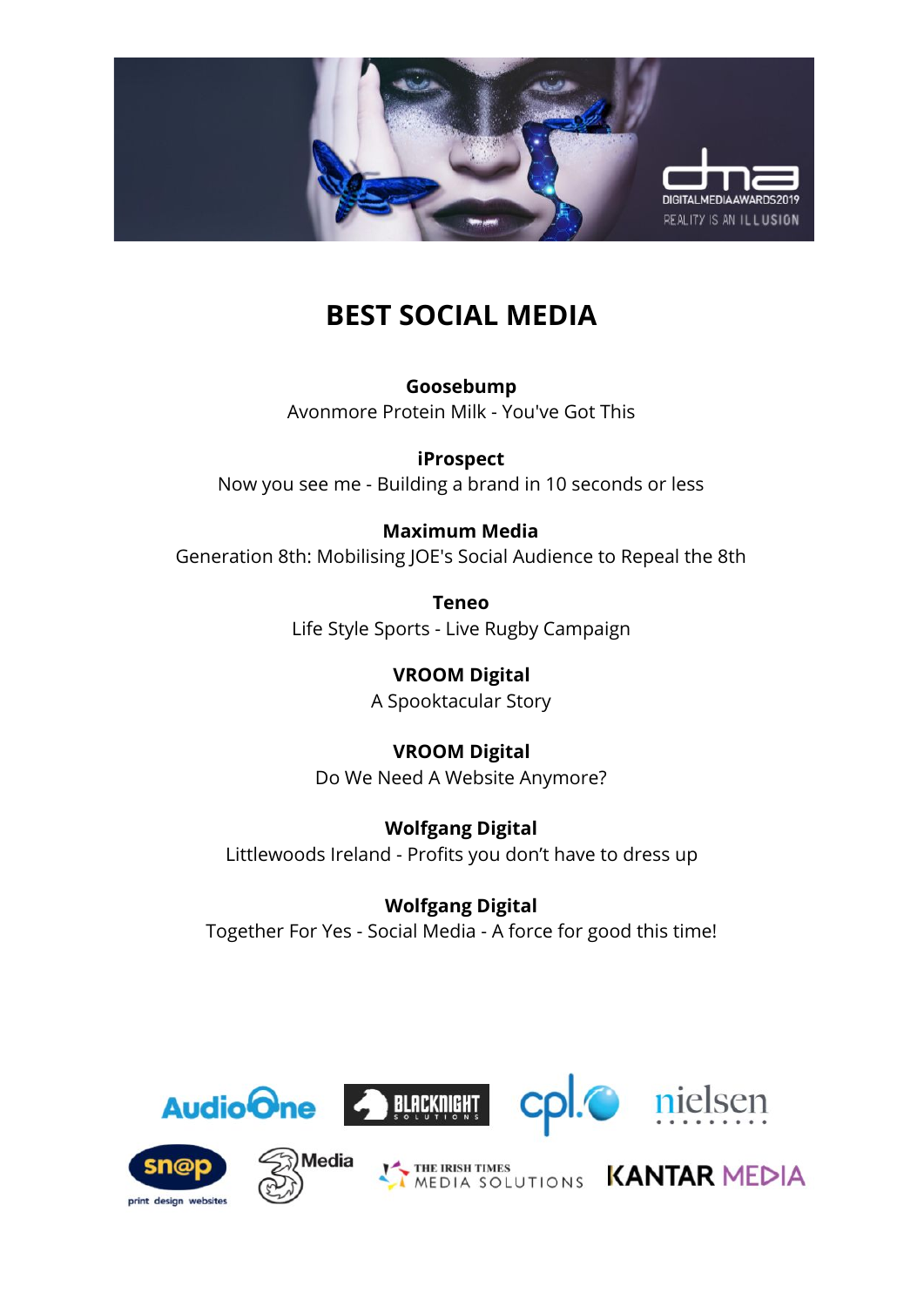# BEST SOCIAL MEDIA

**Goosebump**
Avonmore Protein Milk - You've Got This

**iProspect**
Now you see me - Building a brand in 10 seconds or less

**Maximum Media**
Generation 8th: Mobilising JOE's Social Audience to Repeal the 8th

**Teneo**
Life Style Sports - Live Rugby Campaign

**VROOM Digital**
A Spooktacular Story

**VROOM Digital**
Do We Need A Website Anymore?

**Wolfgang Digital**
Littlewoods Ireland - Profits you don't have to dress up

**Wolfgang Digital**
Together For Yes - Social Media - A force for good this time!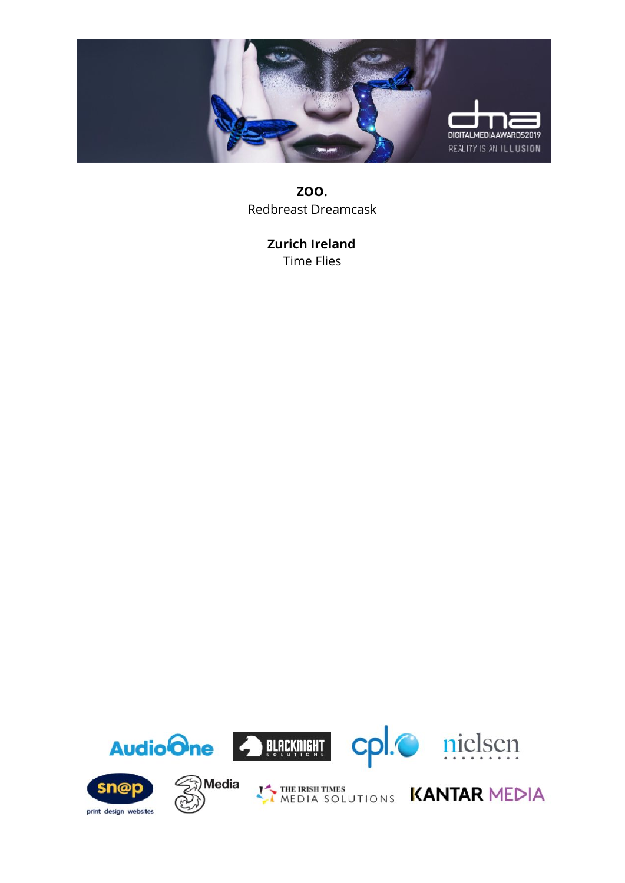**ZOO.**
Redbreast Dreamcask

**Zurich Ireland**
Time Flies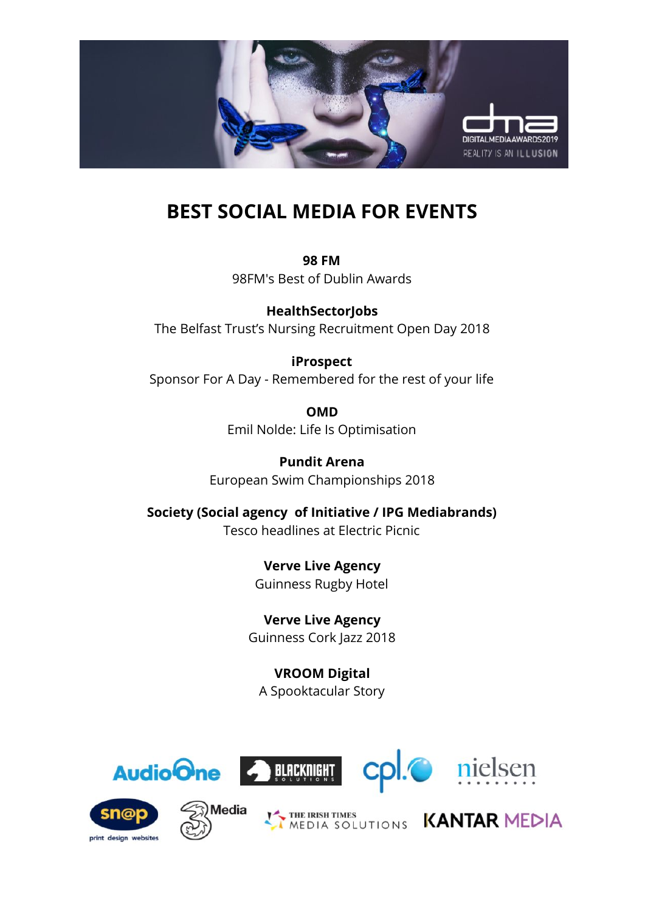# BEST SOCIAL MEDIA FOR EVENTS

**98 FM**
98FM's Best of Dublin Awards

**HealthSectorJobs**
The Belfast Trust's Nursing Recruitment Open Day 2018

**iProspect**
Sponsor For A Day - Remembered for the rest of your life

**OMD**
Emil Nolde: Life Is Optimisation

**Pundit Arena**
European Swim Championships 2018

**Society (Social agency of Initiative / IPG Mediabrands)**
Tesco headlines at Electric Picnic

**Verve Live Agency**
Guinness Rugby Hotel

**Verve Live Agency**
Guinness Cork Jazz 2018

**VROOM Digital**
A Spooktacular Story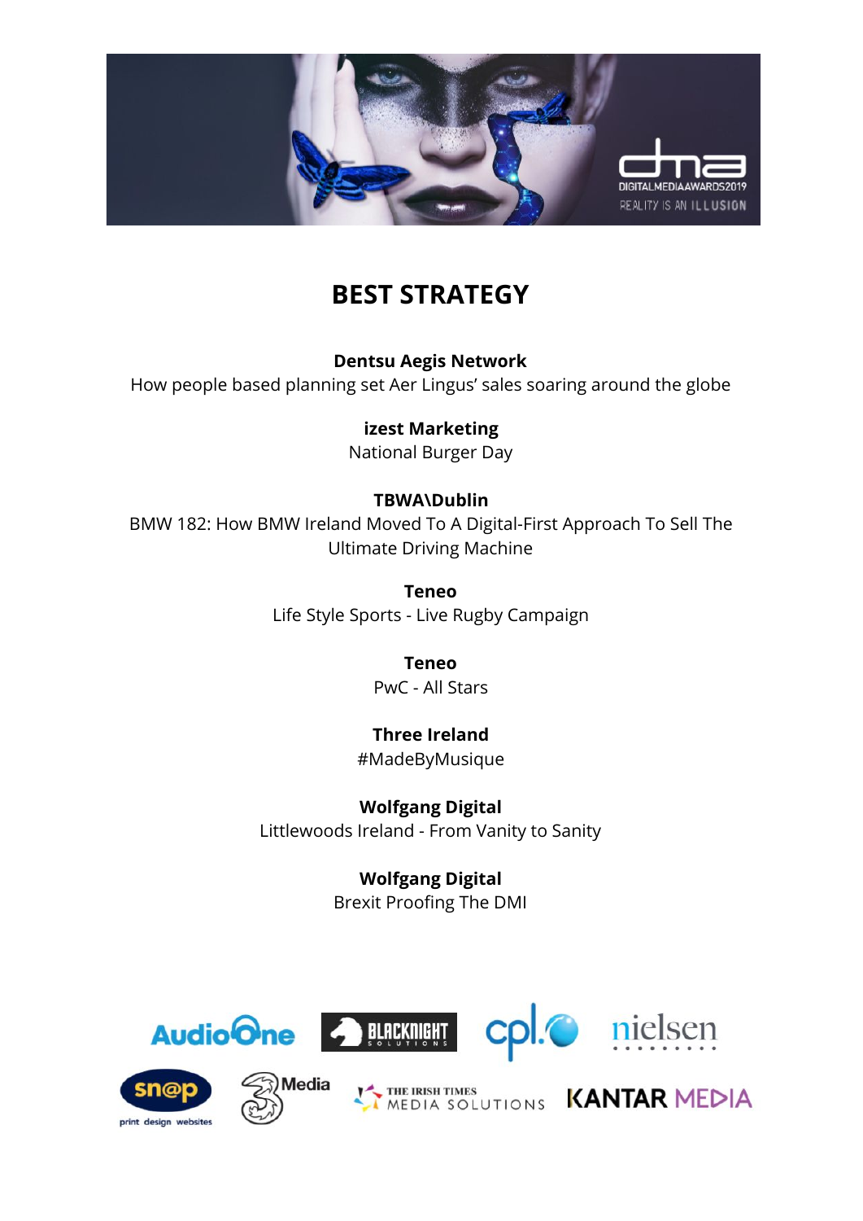# BEST STRATEGY

**Dentsu Aegis Network**
How people based planning set Aer Lingus' sales soaring around the globe

**izest Marketing**
National Burger Day

**TBWA\Dublin**
BMW 182: How BMW Ireland Moved To A Digital-First Approach To Sell The Ultimate Driving Machine

**Teneo**
Life Style Sports - Live Rugby Campaign

**Teneo**
PwC - All Stars

**Three Ireland**
#MadeByMusique

**Wolfgang Digital**
Littlewoods Ireland - From Vanity to Sanity

**Wolfgang Digital**
Brexit Proofing The DMI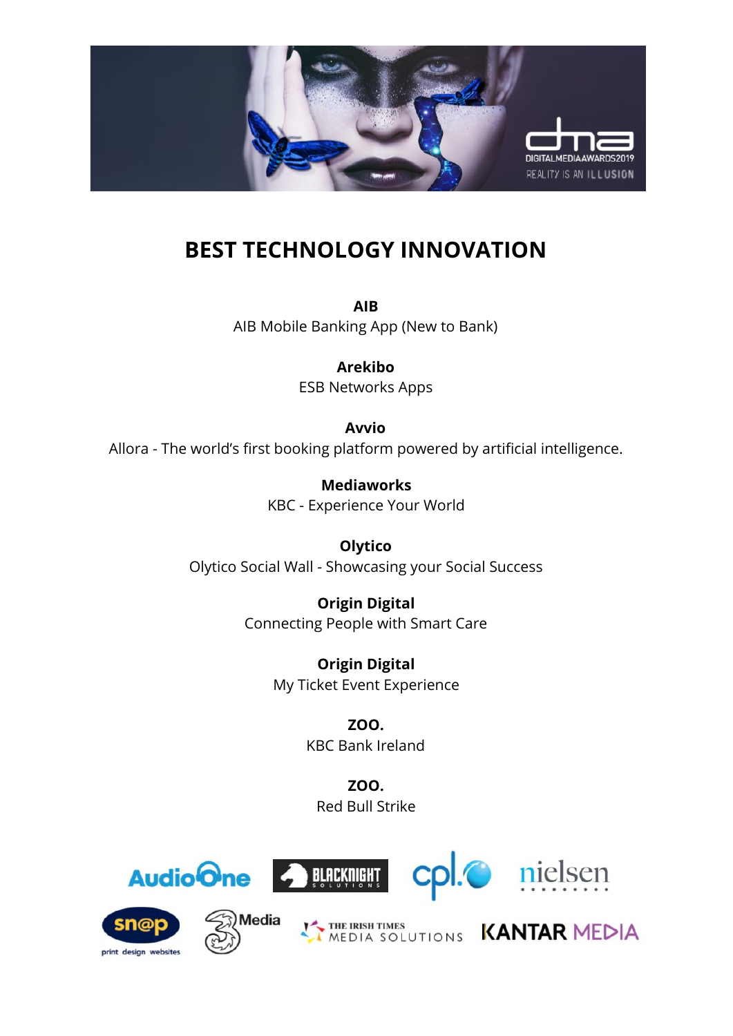# BEST TECHNOLOGY INNOVATION

**AIB**
AIB Mobile Banking App (New to Bank)

**Arekibo**
ESB Networks Apps

**Avvio**
Allora - The world's first booking platform powered by artificial intelligence.

**Mediaworks**
KBC - Experience Your World

**Olytico**
Olytico Social Wall - Showcasing your Social Success

**Origin Digital**
Connecting People with Smart Care

**Origin Digital**
My Ticket Event Experience

**ZOO.**
KBC Bank Ireland

**ZOO.**
Red Bull Strike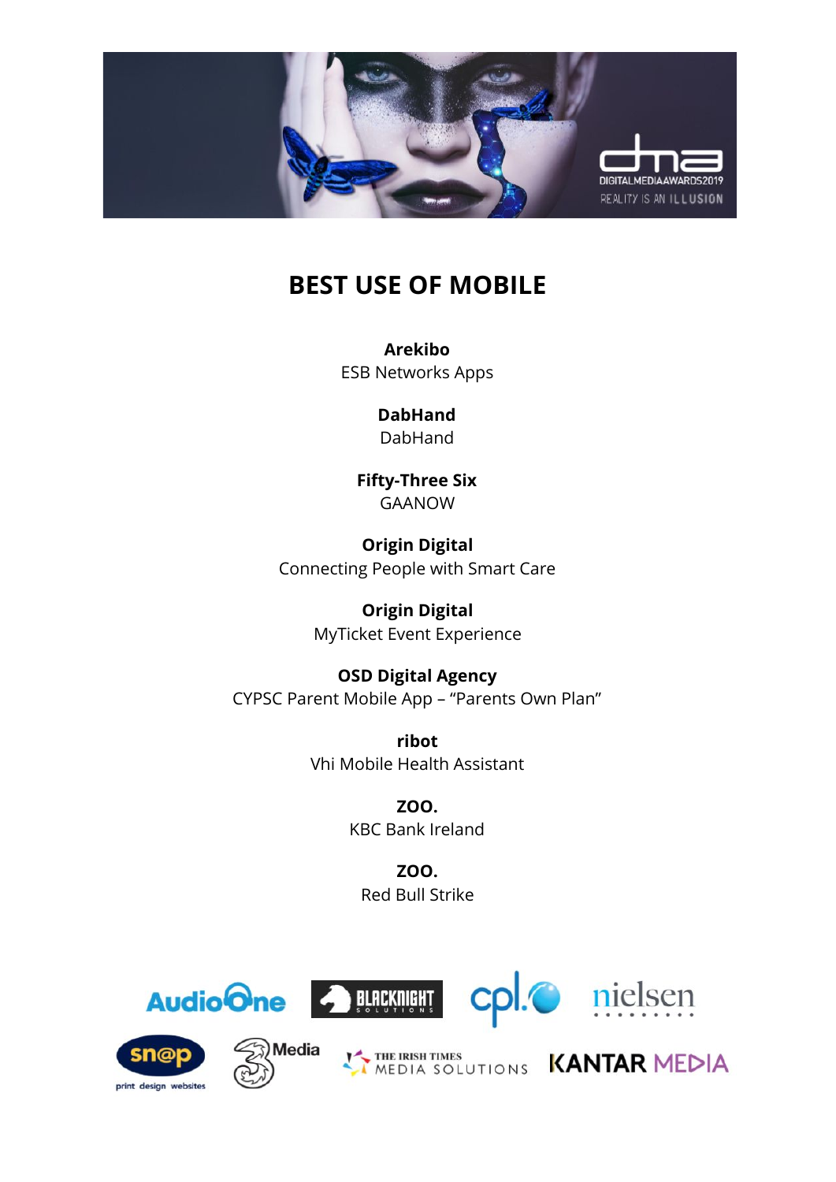# BEST USE OF MOBILE

**Arekibo**
ESB Networks Apps

**DabHand**
DabHand

**Fifty-Three Six**
GAANOW

**Origin Digital**
Connecting People with Smart Care

**Origin Digital**
MyTicket Event Experience

**OSD Digital Agency**
CYPSC Parent Mobile App – "Parents Own Plan"

**ribot**
Vhi Mobile Health Assistant

**ZOO.**
KBC Bank Ireland

**ZOO.**
Red Bull Strike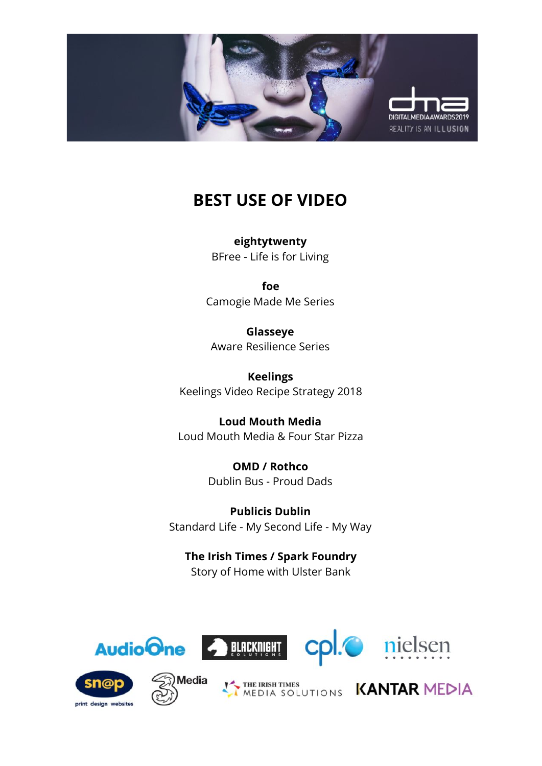# BEST USE OF VIDEO

**eightytwenty**
BFree - Life is for Living

**foe**
Camogie Made Me Series

**Glasseye**
Aware Resilience Series

**Keelings**
Keelings Video Recipe Strategy 2018

**Loud Mouth Media**
Loud Mouth Media & Four Star Pizza

**OMD / Rothco**
Dublin Bus - Proud Dads

**Publicis Dublin**
Standard Life - My Second Life - My Way

**The Irish Times / Spark Foundry**
Story of Home with Ulster Bank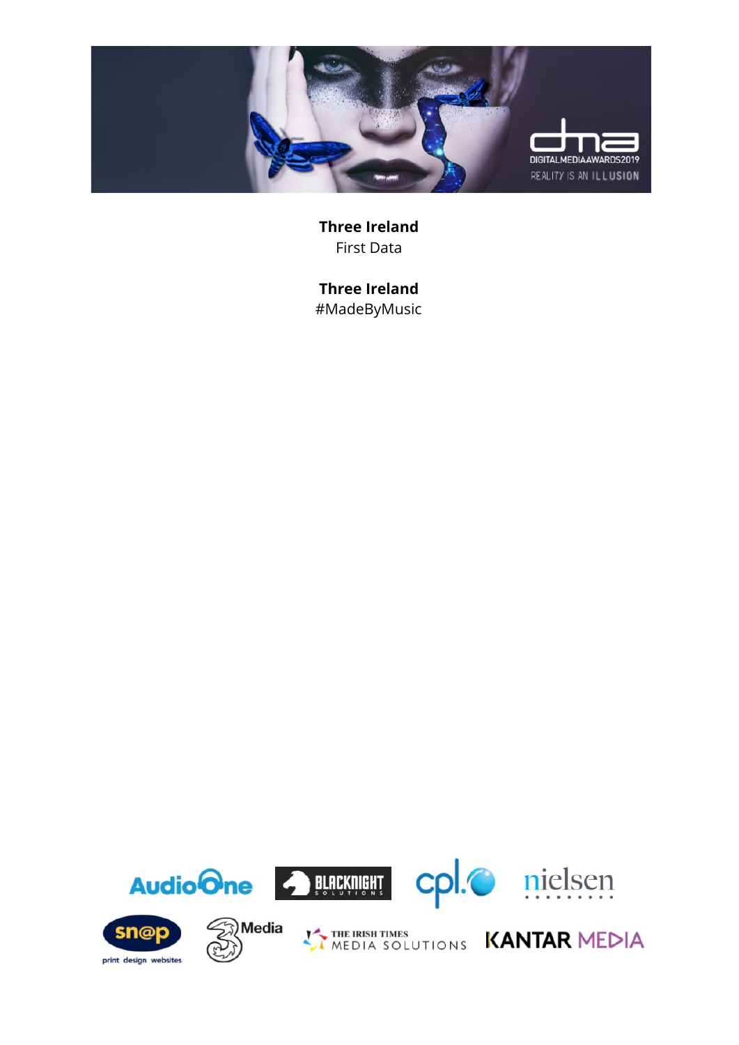**Three Ireland**
First Data

**Three Ireland**
#MadeByMusic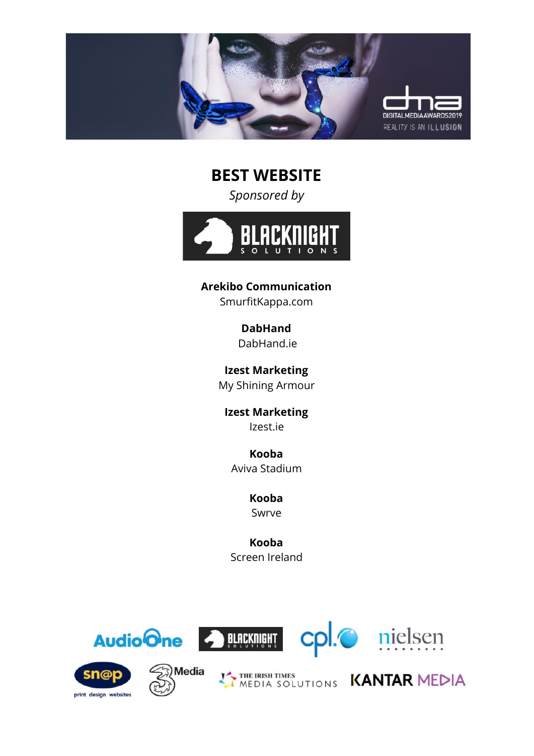# BEST WEBSITE

*Sponsored by*

**Arekibo Communication**
SmurfitKappa.com

**DabHand**
DabHand.ie

**Izest Marketing**
My Shining Armour

**Izest Marketing**
Izest.ie

**Kooba**
Aviva Stadium

**Kooba**
Swrve

**Kooba**
Screen Ireland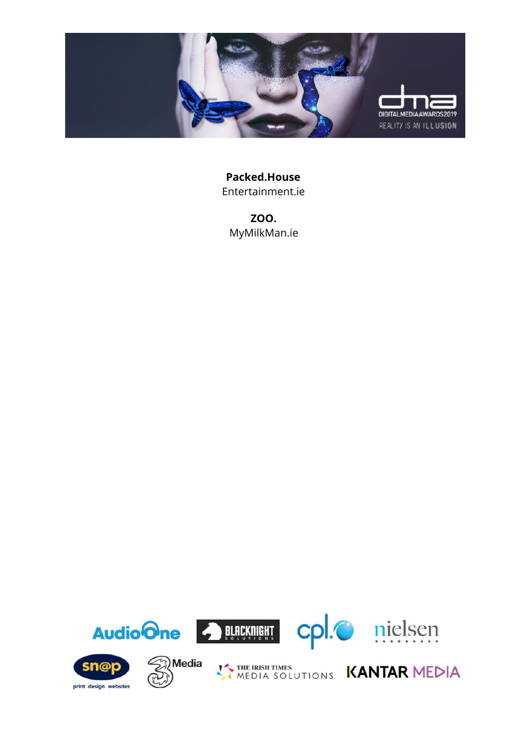**Packed.House**
Entertainment.ie

**ZOO.**
MyMilkMan.ie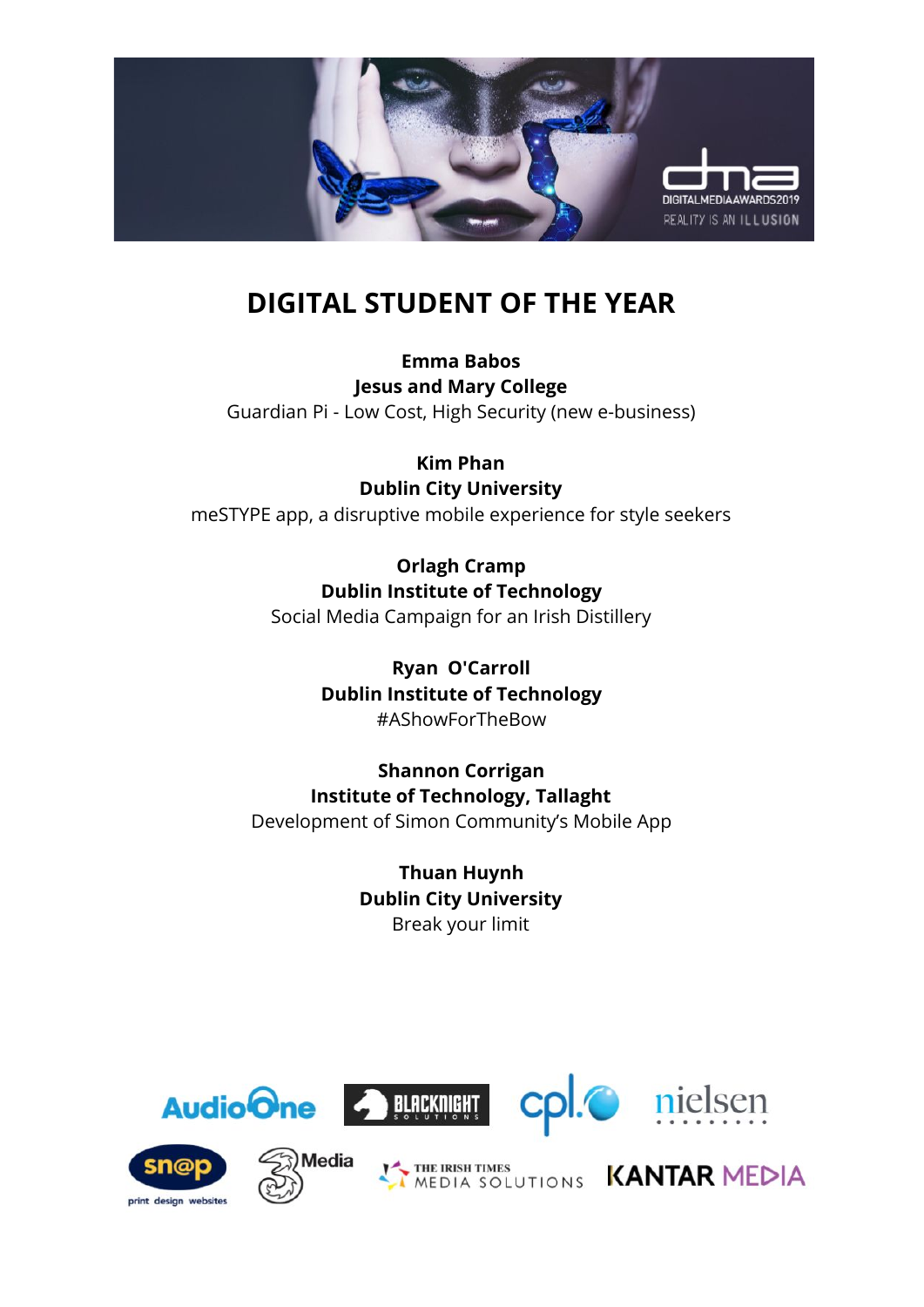# DIGITAL STUDENT OF THE YEAR

**Emma Babos**
**Jesus and Mary College**
Guardian Pi - Low Cost, High Security (new e-business)

**Kim Phan**
**Dublin City University**
meSTYPE app, a disruptive mobile experience for style seekers

**Orlagh Cramp**
**Dublin Institute of Technology**
Social Media Campaign for an Irish Distillery

**Ryan O'Carroll**
**Dublin Institute of Technology**
#AShowForTheBow

**Shannon Corrigan**
**Institute of Technology, Tallaght**
Development of Simon Community's Mobile App

**Thuan Huynh**
**Dublin City University**
Break your limit